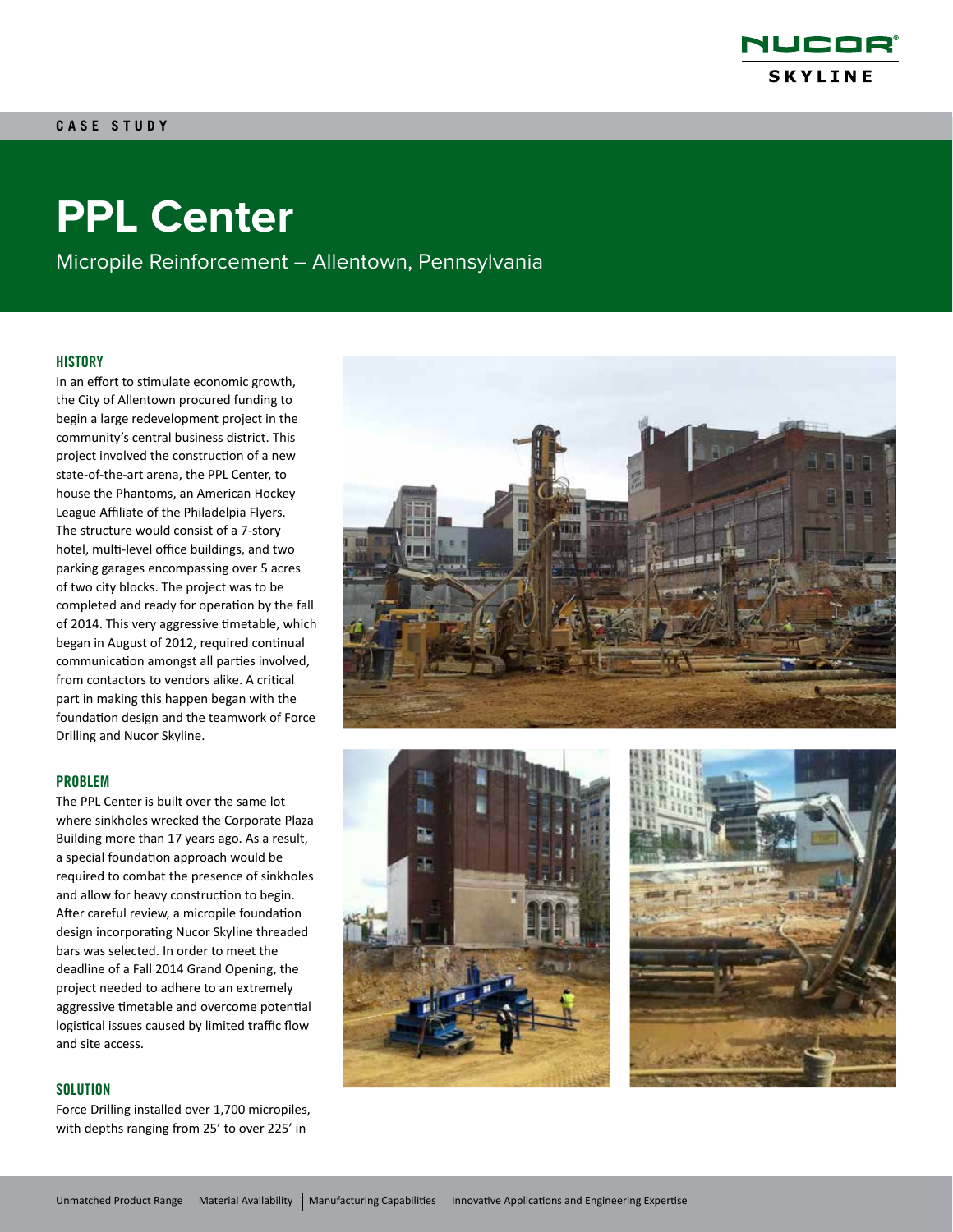CASE STUDY

# PPL Center

Micropile Reinforcement – Allentown, Pennsylvania

## HISTORY

In an effort to stimulate economic growth, the City of Allentown procured funding to begin a large redevelopment project in the community's central business district. This project involved the construction of a new state-of-the-art arena, the PPL Center, to house the Phantoms, an American Hockey League Affiliate of the Philadelpia Flyers. The structure would consist of a 7-story hotel, multi-level office buildings, and two parking garages encompassing over 5 acres of two city blocks. The project was to be completed and ready for operation by the fall of 2014. This very aggressive timetable, which began in August of 2012, required continual communication amongst all parties involved, from contactors to vendors alike. A critical part in making this happen began with the foundation design and the teamwork of Force Drilling and Nucor Skyline.

## PROBLEM

The PPL Center is built over the same lot where sinkholes wrecked the Corporate Plaza Building more than 17 years ago. As a result, a special foundation approach would be required to combat the presence of sinkholes and allow for heavy construction to begin. After careful review, a micropile foundation design incorporating Nucor Skyline threaded bars was selected. In order to meet the deadline of a Fall 2014 Grand Opening, the project needed to adhere to an extremely aggressive timetable and overcome potential logistical issues caused by limited traffic flow and site access.

## SOLUTION

Force Drilling installed over 1,700 micropiles, with depths ranging from 25' to over 225' in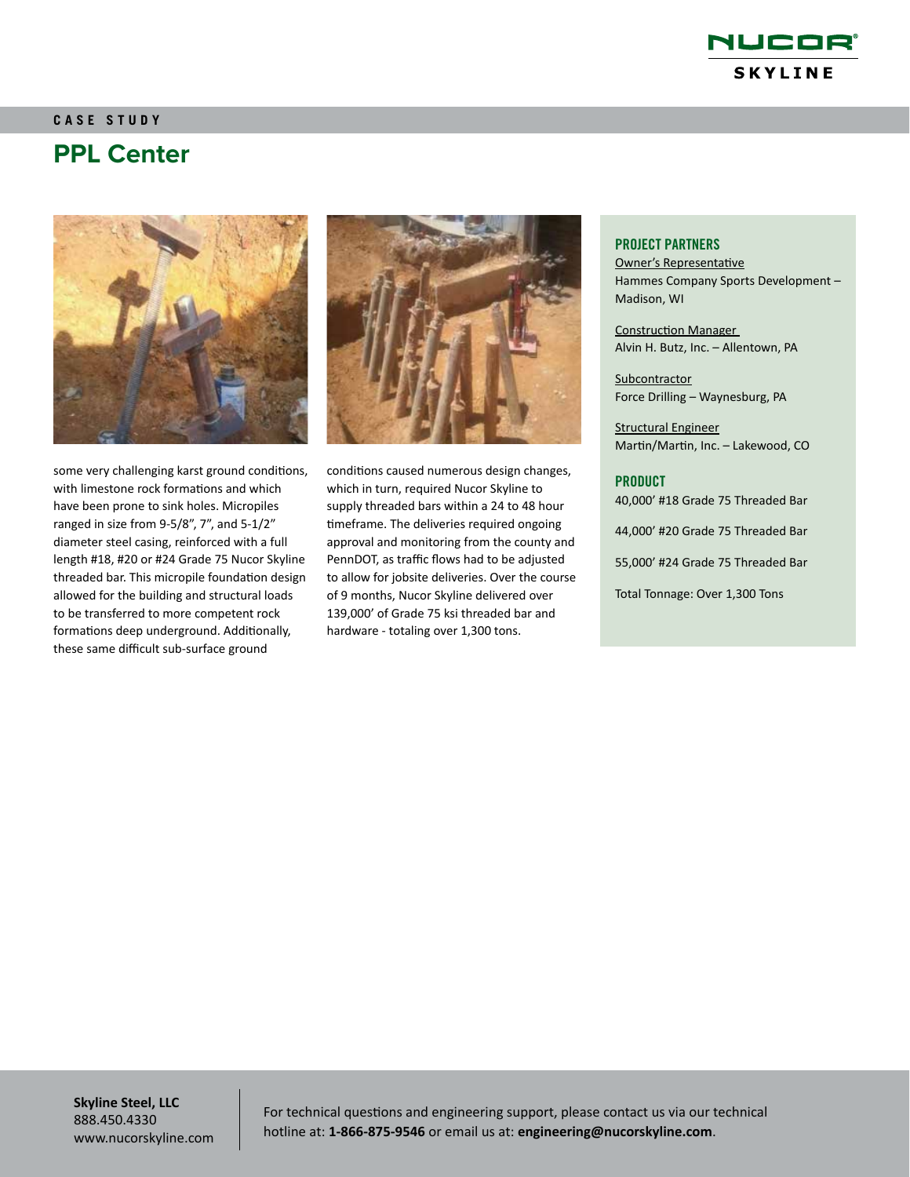# PPL Center

some very challenging karst ground conditions, with limestone rock formations and which have been prone to sink holes. Micropiles ranged in size from 9-5/8", 7", and 5-1/2" diameter steel casing, reinforced with a full length #18, #20 or #24 Grade 75 Nucor Skyline threaded bar. This micropile foundation design allowed for the building and structural loads to be transferred to more competent rock formations deep underground. Additionally, these same difficult sub-surface ground conditions caused numerous design changes, which in turn, required Nucor Skyline to supply threaded bars within a 24 to 48 hour timeframe. The deliveries required ongoing approval and monitoring from the county and PennDOT, as traffic flows had to be adjusted to allow for jobsite deliveries. Over the course of 9 months, Nucor Skyline delivered over 139,000' of Grade 75 ksi threaded bar and hardware - totaling over 1,300 tons.

## PROJECT PARTNERS

Owner's Representative
Hammes Company Sports Development – Madison, WI

Construction Manager
Alvin H. Butz, Inc. – Allentown, PA

Subcontractor
Force Drilling – Waynesburg, PA

Structural Engineer
Martin/Martin, Inc. – Lakewood, CO

## PRODUCT

40,000' #18 Grade 75 Threaded Bar

44,000' #20 Grade 75 Threaded Bar

55,000' #24 Grade 75 Threaded Bar

Total Tonnage: Over 1,300 Tons

**Skyline Steel, LLC**
888.450.4330
www.nucorskyline.com

For technical questions and engineering support, please contact us via our technical hotline at: **1-866-875-9546** or email us at: **engineering@nucorskyline.com**.